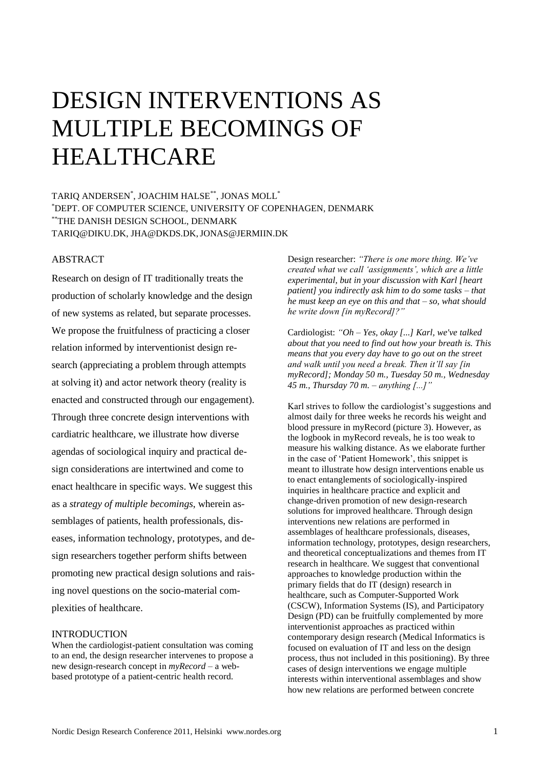# DESIGN INTERVENTIONS AS MULTIPLE BECOMINGS OF HEALTHCARE

TARIQ ANDERSEN[*], JOACHIM HALSE[**], JONAS MOLL[*]
[*]DEPT. OF COMPUTER SCIENCE, UNIVERSITY OF COPENHAGEN, DENMARK
[**]THE DANISH DESIGN SCHOOL, DENMARK
TARIQ@DIKU.DK, JHA@DKDS.DK, JONAS@JERMIIN.DK

## ABSTRACT

Research on design of IT traditionally treats the production of scholarly knowledge and the design of new systems as related, but separate processes. We propose the fruitfulness of practicing a closer relation informed by interventionist design research (appreciating a problem through attempts at solving it) and actor network theory (reality is enacted and constructed through our engagement). Through three concrete design interventions with cardiatric healthcare, we illustrate how diverse agendas of sociological inquiry and practical design considerations are intertwined and come to enact healthcare in specific ways. We suggest this as a *strategy of multiple becomings*, wherein assemblages of patients, health professionals, diseases, information technology, prototypes, and design researchers together perform shifts between promoting new practical design solutions and raising novel questions on the socio-material complexities of healthcare.

## INTRODUCTION

When the cardiologist-patient consultation was coming to an end, the design researcher intervenes to propose a new design-research concept in *myRecord* – a web-based prototype of a patient-centric health record.

Design researcher: *"There is one more thing. We've created what we call 'assignments', which are a little experimental, but in your discussion with Karl [heart patient] you indirectly ask him to do some tasks – that he must keep an eye on this and that – so, what should he write down [in myRecord]?"*

Cardiologist: *"Oh – Yes, okay [...] Karl, we've talked about that you need to find out how your breath is. This means that you every day have to go out on the street and walk until you need a break. Then it'll say [in myRecord]; Monday 50 m., Tuesday 50 m., Wednesday 45 m., Thursday 70 m. – anything [...]"*

Karl strives to follow the cardiologist's suggestions and almost daily for three weeks he records his weight and blood pressure in myRecord (picture 3). However, as the logbook in myRecord reveals, he is too weak to measure his walking distance. As we elaborate further in the case of 'Patient Homework', this snippet is meant to illustrate how design interventions enable us to enact entanglements of sociologically-inspired inquiries in healthcare practice and explicit and change-driven promotion of new design-research solutions for improved healthcare. Through design interventions new relations are performed in assemblages of healthcare professionals, diseases, information technology, prototypes, design researchers, and theoretical conceptualizations and themes from IT research in healthcare. We suggest that conventional approaches to knowledge production within the primary fields that do IT (design) research in healthcare, such as Computer-Supported Work (CSCW), Information Systems (IS), and Participatory Design (PD) can be fruitfully complemented by more interventionist approaches as practiced within contemporary design research (Medical Informatics is focused on evaluation of IT and less on the design process, thus not included in this positioning). By three cases of design interventions we engage multiple interests within interventional assemblages and show how new relations are performed between concrete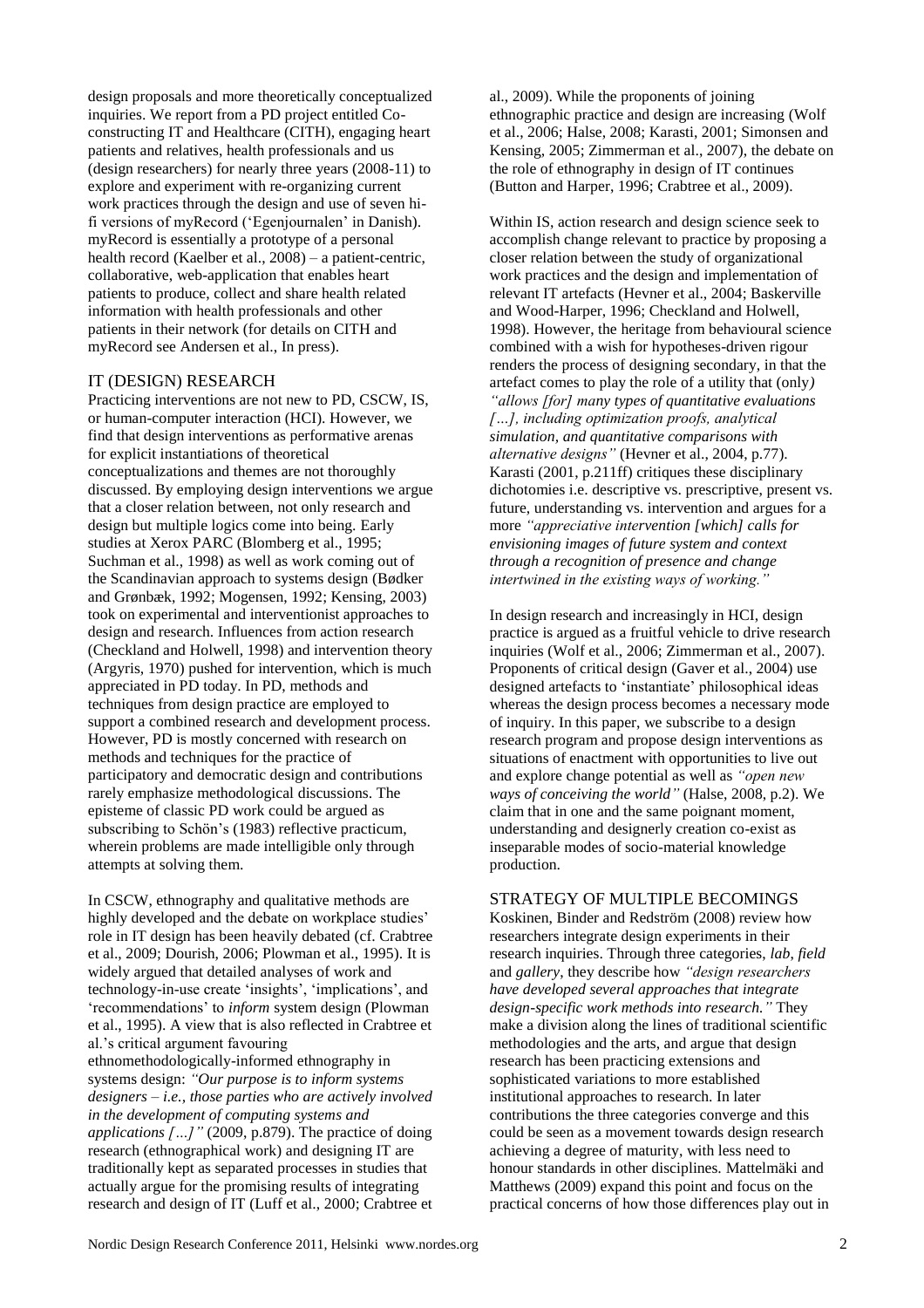design proposals and more theoretically conceptualized inquiries. We report from a PD project entitled Co-constructing IT and Healthcare (CITH), engaging heart patients and relatives, health professionals and us (design researchers) for nearly three years (2008-11) to explore and experiment with re-organizing current work practices through the design and use of seven hi-fi versions of myRecord ('Egenjournalen' in Danish). myRecord is essentially a prototype of a personal health record (Kaelber et al., 2008) – a patient-centric, collaborative, web-application that enables heart patients to produce, collect and share health related information with health professionals and other patients in their network (for details on CITH and myRecord see Andersen et al., In press).

## IT (DESIGN) RESEARCH

Practicing interventions are not new to PD, CSCW, IS, or human-computer interaction (HCI). However, we find that design interventions as performative arenas for explicit instantiations of theoretical conceptualizations and themes are not thoroughly discussed. By employing design interventions we argue that a closer relation between, not only research and design but multiple logics come into being. Early studies at Xerox PARC (Blomberg et al., 1995; Suchman et al., 1998) as well as work coming out of the Scandinavian approach to systems design (Bødker and Grønbæk, 1992; Mogensen, 1992; Kensing, 2003) took on experimental and interventionist approaches to design and research. Influences from action research (Checkland and Holwell, 1998) and intervention theory (Argyris, 1970) pushed for intervention, which is much appreciated in PD today. In PD, methods and techniques from design practice are employed to support a combined research and development process. However, PD is mostly concerned with research on methods and techniques for the practice of participatory and democratic design and contributions rarely emphasize methodological discussions. The episteme of classic PD work could be argued as subscribing to Schön's (1983) reflective practicum, wherein problems are made intelligible only through attempts at solving them.

In CSCW, ethnography and qualitative methods are highly developed and the debate on workplace studies' role in IT design has been heavily debated (cf. Crabtree et al., 2009; Dourish, 2006; Plowman et al., 1995). It is widely argued that detailed analyses of work and technology-in-use create 'insights', 'implications', and 'recommendations' to *inform* system design (Plowman et al., 1995). A view that is also reflected in Crabtree et al.'s critical argument favouring ethnomethodologically-informed ethnography in systems design: *"Our purpose is to inform systems designers – i.e., those parties who are actively involved in the development of computing systems and applications […]"* (2009, p.879). The practice of doing research (ethnographical work) and designing IT are traditionally kept as separated processes in studies that actually argue for the promising results of integrating research and design of IT (Luff et al., 2000; Crabtree et al., 2009). While the proponents of joining ethnographic practice and design are increasing (Wolf et al., 2006; Halse, 2008; Karasti, 2001; Simonsen and Kensing, 2005; Zimmerman et al., 2007), the debate on the role of ethnography in design of IT continues (Button and Harper, 1996; Crabtree et al., 2009).

Within IS, action research and design science seek to accomplish change relevant to practice by proposing a closer relation between the study of organizational work practices and the design and implementation of relevant IT artefacts (Hevner et al., 2004; Baskerville and Wood-Harper, 1996; Checkland and Holwell, 1998). However, the heritage from behavioural science combined with a wish for hypotheses-driven rigour renders the process of designing secondary, in that the artefact comes to play the role of a utility that (only) *"allows [for] many types of quantitative evaluations […], including optimization proofs, analytical simulation, and quantitative comparisons with alternative designs"* (Hevner et al., 2004, p.77). Karasti (2001, p.211ff) critiques these disciplinary dichotomies i.e. descriptive vs. prescriptive, present vs. future, understanding vs. intervention and argues for a more *"appreciative intervention [which] calls for envisioning images of future system and context through a recognition of presence and change intertwined in the existing ways of working."*

In design research and increasingly in HCI, design practice is argued as a fruitful vehicle to drive research inquiries (Wolf et al., 2006; Zimmerman et al., 2007). Proponents of critical design (Gaver et al., 2004) use designed artefacts to 'instantiate' philosophical ideas whereas the design process becomes a necessary mode of inquiry. In this paper, we subscribe to a design research program and propose design interventions as situations of enactment with opportunities to live out and explore change potential as well as *"open new ways of conceiving the world"* (Halse, 2008, p.2). We claim that in one and the same poignant moment, understanding and designerly creation co-exist as inseparable modes of socio-material knowledge production.

## STRATEGY OF MULTIPLE BECOMINGS

Koskinen, Binder and Redström (2008) review how researchers integrate design experiments in their research inquiries. Through three categories, *lab*, *field* and *gallery*, they describe how *"design researchers have developed several approaches that integrate design-specific work methods into research."* They make a division along the lines of traditional scientific methodologies and the arts, and argue that design research has been practicing extensions and sophisticated variations to more established institutional approaches to research. In later contributions the three categories converge and this could be seen as a movement towards design research achieving a degree of maturity, with less need to honour standards in other disciplines. Mattelmäki and Matthews (2009) expand this point and focus on the practical concerns of how those differences play out in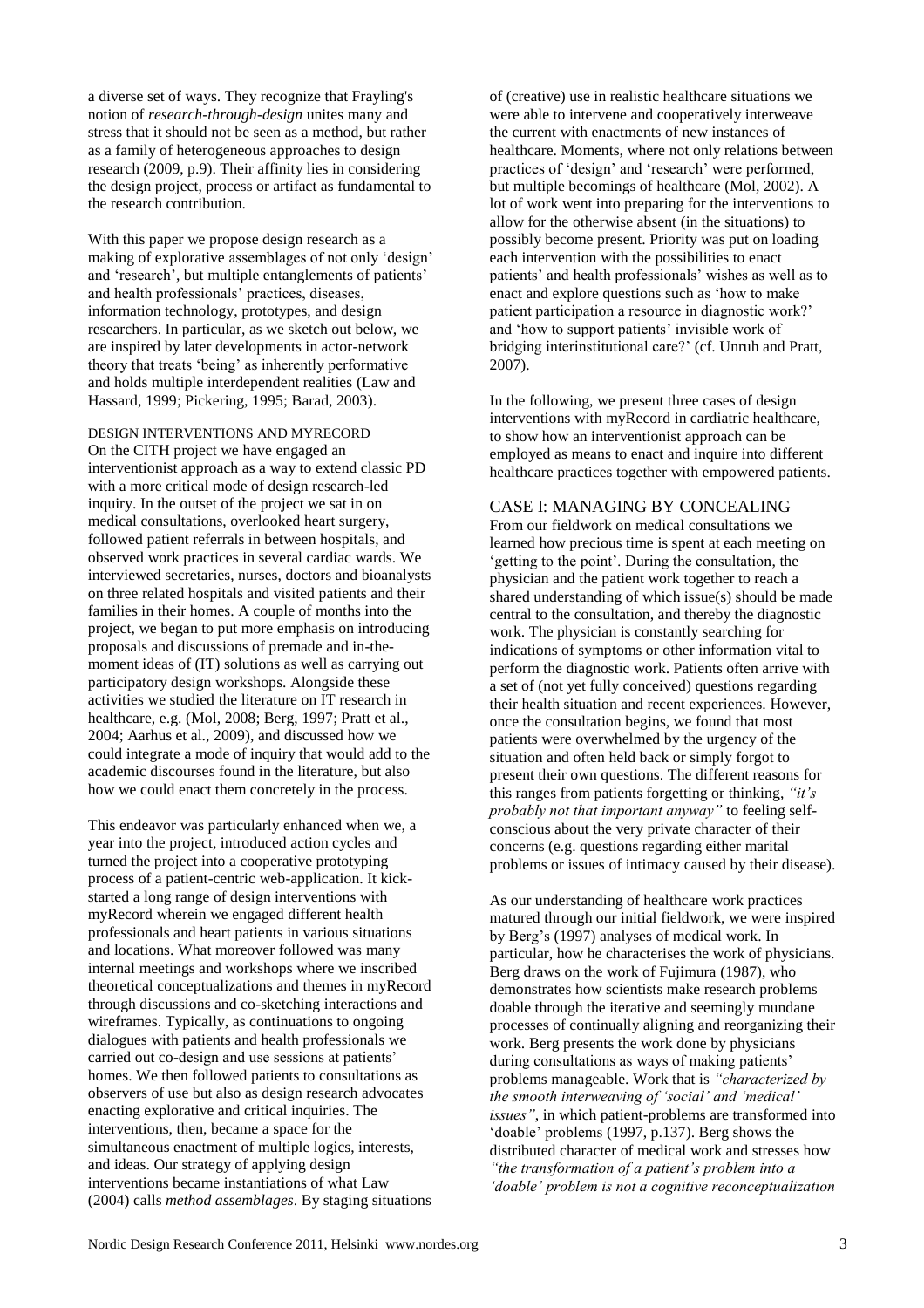a diverse set of ways. They recognize that Frayling's notion of *research-through-design* unites many and stress that it should not be seen as a method, but rather as a family of heterogeneous approaches to design research (2009, p.9). Their affinity lies in considering the design project, process or artifact as fundamental to the research contribution.

With this paper we propose design research as a making of explorative assemblages of not only 'design' and 'research', but multiple entanglements of patients' and health professionals' practices, diseases, information technology, prototypes, and design researchers. In particular, as we sketch out below, we are inspired by later developments in actor-network theory that treats 'being' as inherently performative and holds multiple interdependent realities (Law and Hassard, 1999; Pickering, 1995; Barad, 2003).

## DESIGN INTERVENTIONS AND MYRECORD

On the CITH project we have engaged an interventionist approach as a way to extend classic PD with a more critical mode of design research-led inquiry. In the outset of the project we sat in on medical consultations, overlooked heart surgery, followed patient referrals in between hospitals, and observed work practices in several cardiac wards. We interviewed secretaries, nurses, doctors and bioanalysts on three related hospitals and visited patients and their families in their homes. A couple of months into the project, we began to put more emphasis on introducing proposals and discussions of premade and in-the-moment ideas of (IT) solutions as well as carrying out participatory design workshops. Alongside these activities we studied the literature on IT research in healthcare, e.g. (Mol, 2008; Berg, 1997; Pratt et al., 2004; Aarhus et al., 2009), and discussed how we could integrate a mode of inquiry that would add to the academic discourses found in the literature, but also how we could enact them concretely in the process.

This endeavor was particularly enhanced when we, a year into the project, introduced action cycles and turned the project into a cooperative prototyping process of a patient-centric web-application. It kick-started a long range of design interventions with myRecord wherein we engaged different health professionals and heart patients in various situations and locations. What moreover followed was many internal meetings and workshops where we inscribed theoretical conceptualizations and themes in myRecord through discussions and co-sketching interactions and wireframes. Typically, as continuations to ongoing dialogues with patients and health professionals we carried out co-design and use sessions at patients' homes. We then followed patients to consultations as observers of use but also as design research advocates enacting explorative and critical inquiries. The interventions, then, became a space for the simultaneous enactment of multiple logics, interests, and ideas. Our strategy of applying design interventions became instantiations of what Law (2004) calls *method assemblages*. By staging situations of (creative) use in realistic healthcare situations we were able to intervene and cooperatively interweave the current with enactments of new instances of healthcare. Moments, where not only relations between practices of 'design' and 'research' were performed, but multiple becomings of healthcare (Mol, 2002). A lot of work went into preparing for the interventions to allow for the otherwise absent (in the situations) to possibly become present. Priority was put on loading each intervention with the possibilities to enact patients' and health professionals' wishes as well as to enact and explore questions such as 'how to make patient participation a resource in diagnostic work?' and 'how to support patients' invisible work of bridging interinstitutional care?' (cf. Unruh and Pratt, 2007).

In the following, we present three cases of design interventions with myRecord in cardiatric healthcare, to show how an interventionist approach can be employed as means to enact and inquire into different healthcare practices together with empowered patients.

## CASE I: MANAGING BY CONCEALING

From our fieldwork on medical consultations we learned how precious time is spent at each meeting on 'getting to the point'. During the consultation, the physician and the patient work together to reach a shared understanding of which issue(s) should be made central to the consultation, and thereby the diagnostic work. The physician is constantly searching for indications of symptoms or other information vital to perform the diagnostic work. Patients often arrive with a set of (not yet fully conceived) questions regarding their health situation and recent experiences. However, once the consultation begins, we found that most patients were overwhelmed by the urgency of the situation and often held back or simply forgot to present their own questions. The different reasons for this ranges from patients forgetting or thinking, *"it's probably not that important anyway"* to feeling self-conscious about the very private character of their concerns (e.g. questions regarding either marital problems or issues of intimacy caused by their disease).

As our understanding of healthcare work practices matured through our initial fieldwork, we were inspired by Berg's (1997) analyses of medical work. In particular, how he characterises the work of physicians. Berg draws on the work of Fujimura (1987), who demonstrates how scientists make research problems doable through the iterative and seemingly mundane processes of continually aligning and reorganizing their work. Berg presents the work done by physicians during consultations as ways of making patients' problems manageable. Work that is *"characterized by the smooth interweaving of 'social' and 'medical' issues"*, in which patient-problems are transformed into 'doable' problems (1997, p.137). Berg shows the distributed character of medical work and stresses how *"the transformation of a patient's problem into a 'doable' problem is not a cognitive reconceptualization*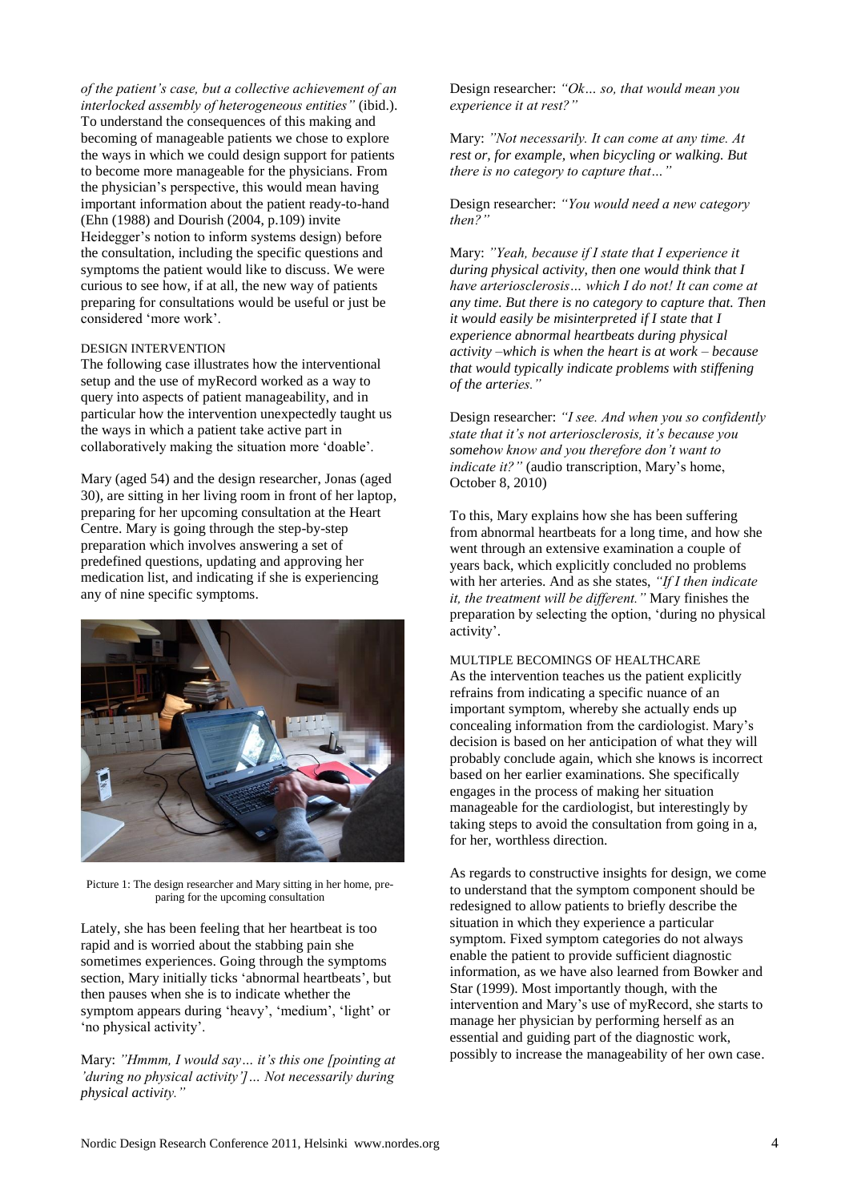*of the patient's case, but a collective achievement of an interlocked assembly of heterogeneous entities"* (ibid.). To understand the consequences of this making and becoming of manageable patients we chose to explore the ways in which we could design support for patients to become more manageable for the physicians. From the physician's perspective, this would mean having important information about the patient ready-to-hand (Ehn (1988) and Dourish (2004, p.109) invite Heidegger's notion to inform systems design) before the consultation, including the specific questions and symptoms the patient would like to discuss. We were curious to see how, if at all, the new way of patients preparing for consultations would be useful or just be considered 'more work'.

### DESIGN INTERVENTION

The following case illustrates how the interventional setup and the use of myRecord worked as a way to query into aspects of patient manageability, and in particular how the intervention unexpectedly taught us the ways in which a patient take active part in collaboratively making the situation more 'doable'.

Mary (aged 54) and the design researcher, Jonas (aged 30), are sitting in her living room in front of her laptop, preparing for her upcoming consultation at the Heart Centre. Mary is going through the step-by-step preparation which involves answering a set of predefined questions, updating and approving her medication list, and indicating if she is experiencing any of nine specific symptoms.

Picture 1: The design researcher and Mary sitting in her home, preparing for the upcoming consultation

Lately, she has been feeling that her heartbeat is too rapid and is worried about the stabbing pain she sometimes experiences. Going through the symptoms section, Mary initially ticks 'abnormal heartbeats', but then pauses when she is to indicate whether the symptom appears during 'heavy', 'medium', 'light' or 'no physical activity'.

Mary: *"Hmmm, I would say… it's this one [pointing at 'during no physical activity']… Not necessarily during physical activity."*

Design researcher: *"Ok… so, that would mean you experience it at rest?"*

Mary: *"Not necessarily. It can come at any time. At rest or, for example, when bicycling or walking. But there is no category to capture that…"*

Design researcher: *"You would need a new category then?"*

Mary: *"Yeah, because if I state that I experience it during physical activity, then one would think that I have arteriosclerosis… which I do not! It can come at any time. But there is no category to capture that. Then it would easily be misinterpreted if I state that I experience abnormal heartbeats during physical activity –which is when the heart is at work – because that would typically indicate problems with stiffening of the arteries."*

Design researcher: *"I see. And when you so confidently state that it's not arteriosclerosis, it's because you somehow know and you therefore don't want to indicate it?"* (audio transcription, Mary's home, October 8, 2010)

To this, Mary explains how she has been suffering from abnormal heartbeats for a long time, and how she went through an extensive examination a couple of years back, which explicitly concluded no problems with her arteries. And as she states, *"If I then indicate it, the treatment will be different."* Mary finishes the preparation by selecting the option, 'during no physical activity'.

### MULTIPLE BECOMINGS OF HEALTHCARE

As the intervention teaches us the patient explicitly refrains from indicating a specific nuance of an important symptom, whereby she actually ends up concealing information from the cardiologist. Mary's decision is based on her anticipation of what they will probably conclude again, which she knows is incorrect based on her earlier examinations. She specifically engages in the process of making her situation manageable for the cardiologist, but interestingly by taking steps to avoid the consultation from going in a, for her, worthless direction.

As regards to constructive insights for design, we come to understand that the symptom component should be redesigned to allow patients to briefly describe the situation in which they experience a particular symptom. Fixed symptom categories do not always enable the patient to provide sufficient diagnostic information, as we have also learned from Bowker and Star (1999). Most importantly though, with the intervention and Mary's use of myRecord, she starts to manage her physician by performing herself as an essential and guiding part of the diagnostic work, possibly to increase the manageability of her own case.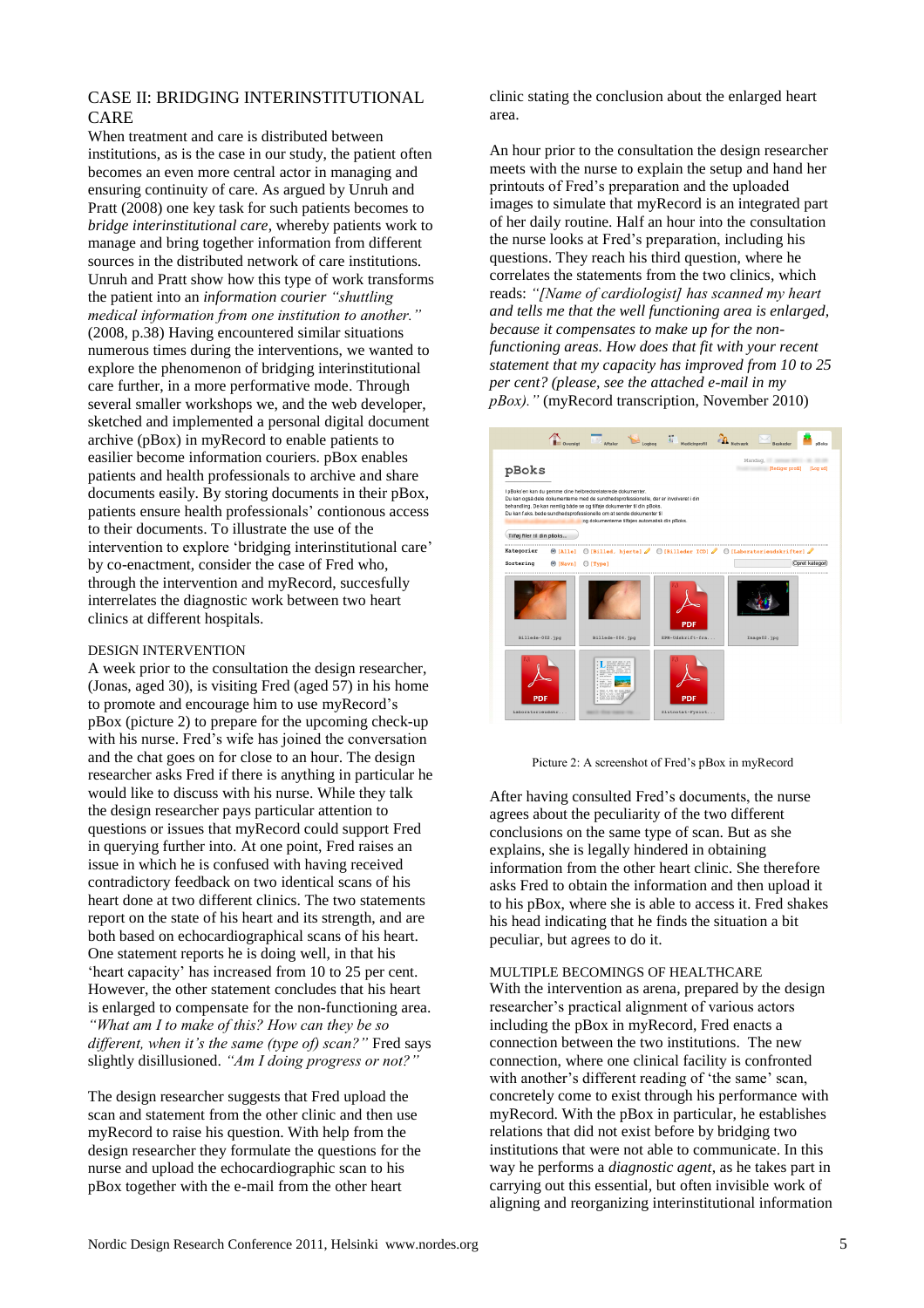## CASE II: BRIDGING INTERINSTITUTIONAL CARE

When treatment and care is distributed between institutions, as is the case in our study, the patient often becomes an even more central actor in managing and ensuring continuity of care. As argued by Unruh and Pratt (2008) one key task for such patients becomes to *bridge interinstitutional care*, whereby patients work to manage and bring together information from different sources in the distributed network of care institutions. Unruh and Pratt show how this type of work transforms the patient into an *information courier "shuttling medical information from one institution to another."* (2008, p.38) Having encountered similar situations numerous times during the interventions, we wanted to explore the phenomenon of bridging interinstitutional care further, in a more performative mode. Through several smaller workshops we, and the web developer, sketched and implemented a personal digital document archive (pBox) in myRecord to enable patients to easilier become information couriers. pBox enables patients and health professionals to archive and share documents easily. By storing documents in their pBox, patients ensure health professionals' contionous access to their documents. To illustrate the use of the intervention to explore 'bridging interinstitutional care' by co-enactment, consider the case of Fred who, through the intervention and myRecord, succesfully interrelates the diagnostic work between two heart clinics at different hospitals.

### DESIGN INTERVENTION

A week prior to the consultation the design researcher, (Jonas, aged 30), is visiting Fred (aged 57) in his home to promote and encourage him to use myRecord's pBox (picture 2) to prepare for the upcoming check-up with his nurse. Fred's wife has joined the conversation and the chat goes on for close to an hour. The design researcher asks Fred if there is anything in particular he would like to discuss with his nurse. While they talk the design researcher pays particular attention to questions or issues that myRecord could support Fred in querying further into. At one point, Fred raises an issue in which he is confused with having received contradictory feedback on two identical scans of his heart done at two different clinics. The two statements report on the state of his heart and its strength, and are both based on echocardiographical scans of his heart. One statement reports he is doing well, in that his 'heart capacity' has increased from 10 to 25 per cent. However, the other statement concludes that his heart is enlarged to compensate for the non-functioning area. *"What am I to make of this? How can they be so different, when it's the same (type of) scan?"* Fred says slightly disillusioned. *"Am I doing progress or not?"*

The design researcher suggests that Fred upload the scan and statement from the other clinic and then use myRecord to raise his question. With help from the design researcher they formulate the questions for the nurse and upload the echocardiographic scan to his pBox together with the e-mail from the other heart clinic stating the conclusion about the enlarged heart area.

An hour prior to the consultation the design researcher meets with the nurse to explain the setup and hand her printouts of Fred's preparation and the uploaded images to simulate that myRecord is an integrated part of her daily routine. Half an hour into the consultation the nurse looks at Fred's preparation, including his questions. They reach his third question, where he correlates the statements from the two clinics, which reads: *"[Name of cardiologist] has scanned my heart and tells me that the well functioning area is enlarged, because it compensates to make up for the non-functioning area. How does that fit with your recent statement that my capacity has improved from 10 to 25 per cent? (please, see the attached e-mail in my pBox)."* (myRecord transcription, November 2010)

Picture 2: A screenshot of Fred's pBox in myRecord

After having consulted Fred's documents, the nurse agrees about the peculiarity of the two different conclusions on the same type of scan. But as she explains, she is legally hindered in obtaining information from the other heart clinic. She therefore asks Fred to obtain the information and then upload it to his pBox, where she is able to access it. Fred shakes his head indicating that he finds the situation a bit peculiar, but agrees to do it.

### MULTIPLE BECOMINGS OF HEALTHCARE

With the intervention as arena, prepared by the design researcher's practical alignment of various actors including the pBox in myRecord, Fred enacts a connection between the two institutions. The new connection, where one clinical facility is confronted with another's different reading of 'the same' scan, concretely come to exist through his performance with myRecord. With the pBox in particular, he establishes relations that did not exist before by bridging two institutions that were not able to communicate. In this way he performs a *diagnostic agent*, as he takes part in carrying out this essential, but often invisible work of aligning and reorganizing interinstitutional information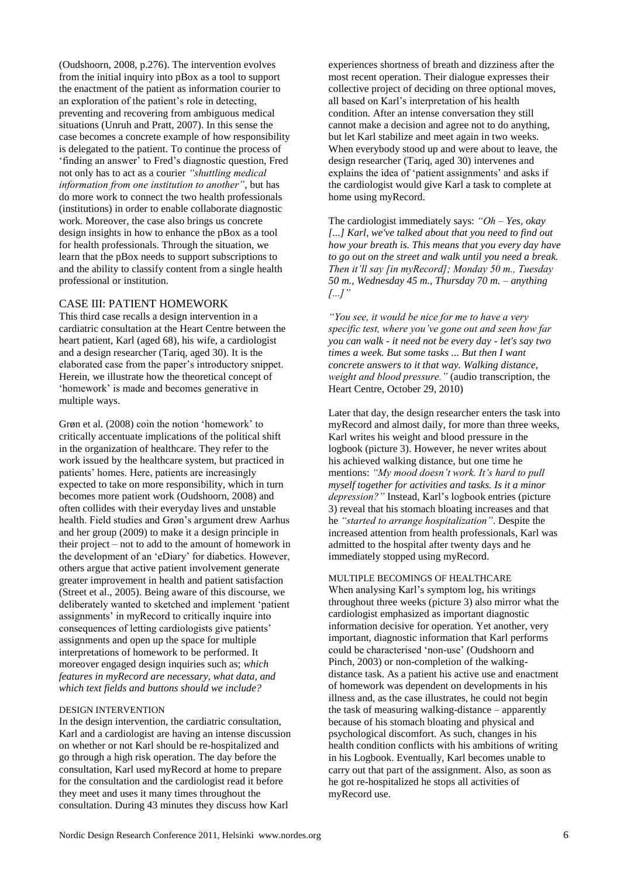(Oudshoorn, 2008, p.276). The intervention evolves from the initial inquiry into pBox as a tool to support the enactment of the patient as information courier to an exploration of the patient's role in detecting, preventing and recovering from ambiguous medical situations (Unruh and Pratt, 2007). In this sense the case becomes a concrete example of how responsibility is delegated to the patient. To continue the process of 'finding an answer' to Fred's diagnostic question, Fred not only has to act as a courier *"shuttling medical information from one institution to another"*, but has do more work to connect the two health professionals (institutions) in order to enable collaborate diagnostic work. Moreover, the case also brings us concrete design insights in how to enhance the pBox as a tool for health professionals. Through the situation, we learn that the pBox needs to support subscriptions to and the ability to classify content from a single health professional or institution.

## CASE III: PATIENT HOMEWORK

This third case recalls a design intervention in a cardiatric consultation at the Heart Centre between the heart patient, Karl (aged 68), his wife, a cardiologist and a design researcher (Tariq, aged 30). It is the elaborated case from the paper's introductory snippet. Herein, we illustrate how the theoretical concept of 'homework' is made and becomes generative in multiple ways.

Grøn et al. (2008) coin the notion 'homework' to critically accentuate implications of the political shift in the organization of healthcare. They refer to the work issued by the healthcare system, but practiced in patients' homes. Here, patients are increasingly expected to take on more responsibility, which in turn becomes more patient work (Oudshoorn, 2008) and often collides with their everyday lives and unstable health. Field studies and Grøn's argument drew Aarhus and her group (2009) to make it a design principle in their project – not to add to the amount of homework in the development of an 'eDiary' for diabetics. However, others argue that active patient involvement generate greater improvement in health and patient satisfaction (Street et al., 2005). Being aware of this discourse, we deliberately wanted to sketched and implement 'patient assignments' in myRecord to critically inquire into consequences of letting cardiologists give patients' assignments and open up the space for multiple interpretations of homework to be performed. It moreover engaged design inquiries such as; *which features in myRecord are necessary, what data, and which text fields and buttons should we include?*

### DESIGN INTERVENTION

In the design intervention, the cardiatric consultation, Karl and a cardiologist are having an intense discussion on whether or not Karl should be re-hospitalized and go through a high risk operation. The day before the consultation, Karl used myRecord at home to prepare for the consultation and the cardiologist read it before they meet and uses it many times throughout the consultation. During 43 minutes they discuss how Karl experiences shortness of breath and dizziness after the most recent operation. Their dialogue expresses their collective project of deciding on three optional moves, all based on Karl's interpretation of his health condition. After an intense conversation they still cannot make a decision and agree not to do anything, but let Karl stabilize and meet again in two weeks. When everybody stood up and were about to leave, the design researcher (Tariq, aged 30) intervenes and explains the idea of 'patient assignments' and asks if the cardiologist would give Karl a task to complete at home using myRecord.

The cardiologist immediately says: *"Oh – Yes, okay [...] Karl, we've talked about that you need to find out how your breath is. This means that you every day have to go out on the street and walk until you need a break. Then it'll say [in myRecord]; Monday 50 m., Tuesday 50 m., Wednesday 45 m., Thursday 70 m. – anything [...]"*

*"You see, it would be nice for me to have a very specific test, where you've gone out and seen how far you can walk - it need not be every day - let's say two times a week. But some tasks ... But then I want concrete answers to it that way. Walking distance, weight and blood pressure."* (audio transcription, the Heart Centre, October 29, 2010)

Later that day, the design researcher enters the task into myRecord and almost daily, for more than three weeks, Karl writes his weight and blood pressure in the logbook (picture 3). However, he never writes about his achieved walking distance, but one time he mentions: *"My mood doesn't work. It's hard to pull myself together for activities and tasks. Is it a minor depression?"* Instead, Karl's logbook entries (picture 3) reveal that his stomach bloating increases and that he *"started to arrange hospitalization"*. Despite the increased attention from health professionals, Karl was admitted to the hospital after twenty days and he immediately stopped using myRecord.

### MULTIPLE BECOMINGS OF HEALTHCARE

When analysing Karl's symptom log, his writings throughout three weeks (picture 3) also mirror what the cardiologist emphasized as important diagnostic information decisive for operation. Yet another, very important, diagnostic information that Karl performs could be characterised 'non-use' (Oudshoorn and Pinch, 2003) or non-completion of the walking-distance task. As a patient his active use and enactment of homework was dependent on developments in his illness and, as the case illustrates, he could not begin the task of measuring walking-distance – apparently because of his stomach bloating and physical and psychological discomfort. As such, changes in his health condition conflicts with his ambitions of writing in his Logbook. Eventually, Karl becomes unable to carry out that part of the assignment. Also, as soon as he got re-hospitalized he stops all activities of myRecord use.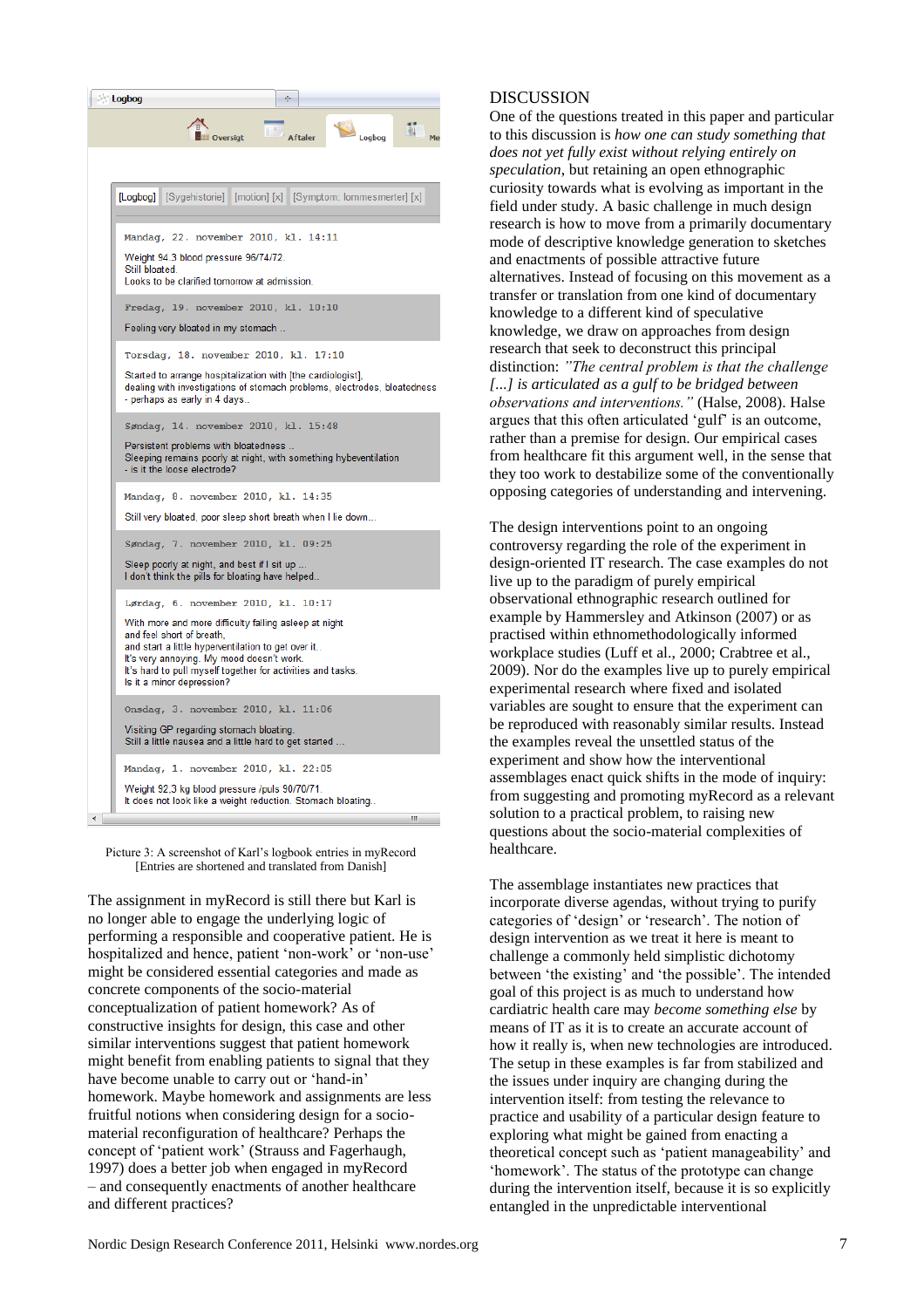Picture 3: A screenshot of Karl's logbook entries in myRecord [Entries are shortened and translated from Danish]

The assignment in myRecord is still there but Karl is no longer able to engage the underlying logic of performing a responsible and cooperative patient. He is hospitalized and hence, patient 'non-work' or 'non-use' might be considered essential categories and made as concrete components of the socio-material conceptualization of patient homework? As of constructive insights for design, this case and other similar interventions suggest that patient homework might benefit from enabling patients to signal that they have become unable to carry out or 'hand-in' homework. Maybe homework and assignments are less fruitful notions when considering design for a socio-material reconfiguration of healthcare? Perhaps the concept of 'patient work' (Strauss and Fagerhaugh, 1997) does a better job when engaged in myRecord – and consequently enactments of another healthcare and different practices?

# DISCUSSION

One of the questions treated in this paper and particular to this discussion is *how one can study something that does not yet fully exist without relying entirely on speculation*, but retaining an open ethnographic curiosity towards what is evolving as important in the field under study. A basic challenge in much design research is how to move from a primarily documentary mode of descriptive knowledge generation to sketches and enactments of possible attractive future alternatives. Instead of focusing on this movement as a transfer or translation from one kind of documentary knowledge to a different kind of speculative knowledge, we draw on approaches from design research that seek to deconstruct this principal distinction: *"The central problem is that the challenge [...] is articulated as a gulf to be bridged between observations and interventions."* (Halse, 2008). Halse argues that this often articulated 'gulf' is an outcome, rather than a premise for design. Our empirical cases from healthcare fit this argument well, in the sense that they too work to destabilize some of the conventionally opposing categories of understanding and intervening.

The design interventions point to an ongoing controversy regarding the role of the experiment in design-oriented IT research. The case examples do not live up to the paradigm of purely empirical observational ethnographic research outlined for example by Hammersley and Atkinson (2007) or as practised within ethnomethodologically informed workplace studies (Luff et al., 2000; Crabtree et al., 2009). Nor do the examples live up to purely empirical experimental research where fixed and isolated variables are sought to ensure that the experiment can be reproduced with reasonably similar results. Instead the examples reveal the unsettled status of the experiment and show how the interventional assemblages enact quick shifts in the mode of inquiry: from suggesting and promoting myRecord as a relevant solution to a practical problem, to raising new questions about the socio-material complexities of healthcare.

The assemblage instantiates new practices that incorporate diverse agendas, without trying to purify categories of 'design' or 'research'. The notion of design intervention as we treat it here is meant to challenge a commonly held simplistic dichotomy between 'the existing' and 'the possible'. The intended goal of this project is as much to understand how cardiatric health care may *become something else* by means of IT as it is to create an accurate account of how it really is, when new technologies are introduced. The setup in these examples is far from stabilized and the issues under inquiry are changing during the intervention itself: from testing the relevance to practice and usability of a particular design feature to exploring what might be gained from enacting a theoretical concept such as 'patient manageability' and 'homework'. The status of the prototype can change during the intervention itself, because it is so explicitly entangled in the unpredictable interventional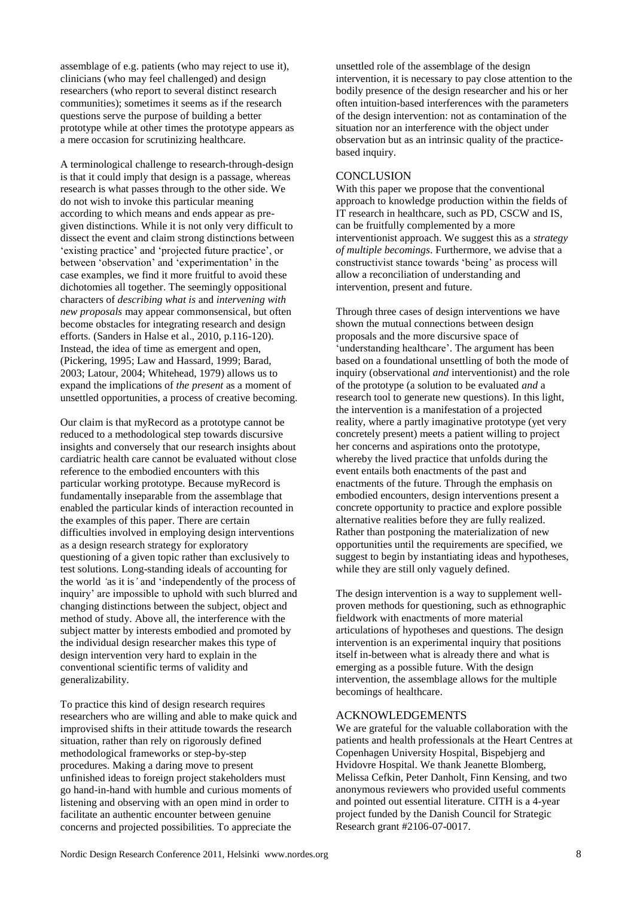assemblage of e.g. patients (who may reject to use it), clinicians (who may feel challenged) and design researchers (who report to several distinct research communities); sometimes it seems as if the research questions serve the purpose of building a better prototype while at other times the prototype appears as a mere occasion for scrutinizing healthcare.

A terminological challenge to research-through-design is that it could imply that design is a passage, whereas research is what passes through to the other side. We do not wish to invoke this particular meaning according to which means and ends appear as pre-given distinctions. While it is not only very difficult to dissect the event and claim strong distinctions between 'existing practice' and 'projected future practice', or between 'observation' and 'experimentation' in the case examples, we find it more fruitful to avoid these dichotomies all together. The seemingly oppositional characters of *describing what is* and *intervening with new proposals* may appear commonsensical, but often become obstacles for integrating research and design efforts. (Sanders in Halse et al., 2010, p.116-120). Instead, the idea of time as emergent and open, (Pickering, 1995; Law and Hassard, 1999; Barad, 2003; Latour, 2004; Whitehead, 1979) allows us to expand the implications of *the present* as a moment of unsettled opportunities, a process of creative becoming.

Our claim is that myRecord as a prototype cannot be reduced to a methodological step towards discursive insights and conversely that our research insights about cardiatric health care cannot be evaluated without close reference to the embodied encounters with this particular working prototype. Because myRecord is fundamentally inseparable from the assemblage that enabled the particular kinds of interaction recounted in the examples of this paper. There are certain difficulties involved in employing design interventions as a design research strategy for exploratory questioning of a given topic rather than exclusively to test solutions. Long-standing ideals of accounting for the world *'*as it is*'* and 'independently of the process of inquiry' are impossible to uphold with such blurred and changing distinctions between the subject, object and method of study. Above all, the interference with the subject matter by interests embodied and promoted by the individual design researcher makes this type of design intervention very hard to explain in the conventional scientific terms of validity and generalizability.

To practice this kind of design research requires researchers who are willing and able to make quick and improvised shifts in their attitude towards the research situation, rather than rely on rigorously defined methodological frameworks or step-by-step procedures. Making a daring move to present unfinished ideas to foreign project stakeholders must go hand-in-hand with humble and curious moments of listening and observing with an open mind in order to facilitate an authentic encounter between genuine concerns and projected possibilities. To appreciate the unsettled role of the assemblage of the design intervention, it is necessary to pay close attention to the bodily presence of the design researcher and his or her often intuition-based interferences with the parameters of the design intervention: not as contamination of the situation nor an interference with the object under observation but as an intrinsic quality of the practice-based inquiry.

## CONCLUSION

With this paper we propose that the conventional approach to knowledge production within the fields of IT research in healthcare, such as PD, CSCW and IS, can be fruitfully complemented by a more interventionist approach. We suggest this as a *strategy of multiple becomings*. Furthermore, we advise that a constructivist stance towards 'being' as process will allow a reconciliation of understanding and intervention, present and future.

Through three cases of design interventions we have shown the mutual connections between design proposals and the more discursive space of 'understanding healthcare'. The argument has been based on a foundational unsettling of both the mode of inquiry (observational *and* interventionist) and the role of the prototype (a solution to be evaluated *and* a research tool to generate new questions). In this light, the intervention is a manifestation of a projected reality, where a partly imaginative prototype (yet very concretely present) meets a patient willing to project her concerns and aspirations onto the prototype, whereby the lived practice that unfolds during the event entails both enactments of the past and enactments of the future. Through the emphasis on embodied encounters, design interventions present a concrete opportunity to practice and explore possible alternative realities before they are fully realized. Rather than postponing the materialization of new opportunities until the requirements are specified, we suggest to begin by instantiating ideas and hypotheses, while they are still only vaguely defined.

The design intervention is a way to supplement well-proven methods for questioning, such as ethnographic fieldwork with enactments of more material articulations of hypotheses and questions. The design intervention is an experimental inquiry that positions itself in-between what is already there and what is emerging as a possible future. With the design intervention, the assemblage allows for the multiple becomings of healthcare.

## ACKNOWLEDGEMENTS

We are grateful for the valuable collaboration with the patients and health professionals at the Heart Centres at Copenhagen University Hospital, Bispebjerg and Hvidovre Hospital. We thank Jeanette Blomberg, Melissa Cefkin, Peter Danholt, Finn Kensing, and two anonymous reviewers who provided useful comments and pointed out essential literature. CITH is a 4-year project funded by the Danish Council for Strategic Research grant #2106-07-0017.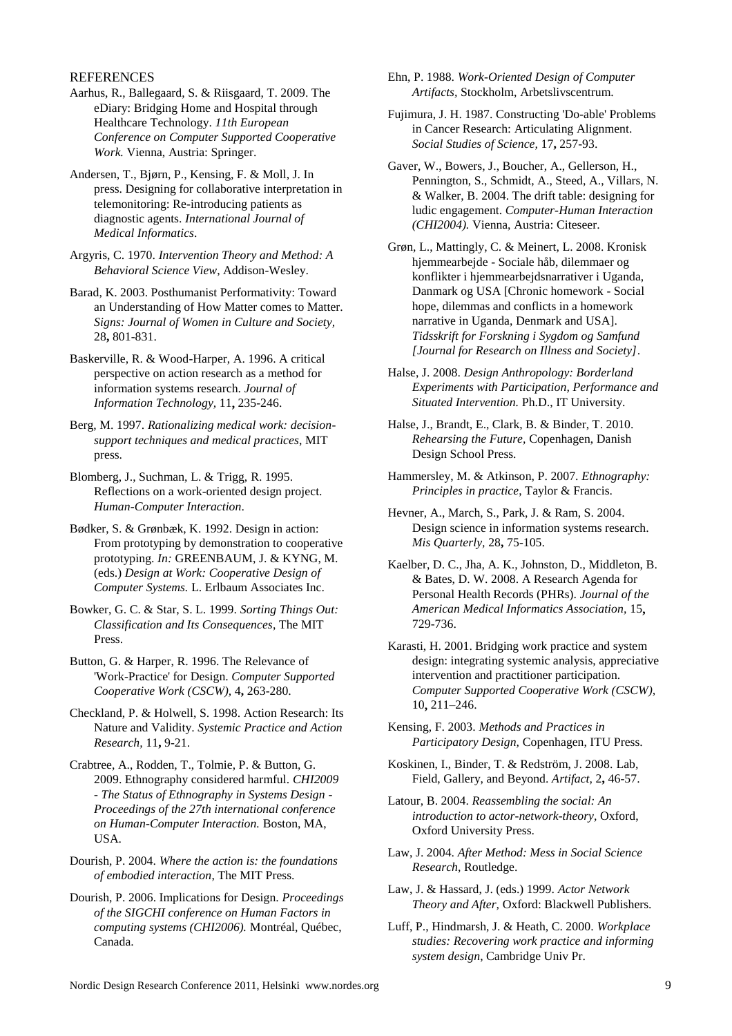## REFERENCES

Aarhus, R., Ballegaard, S. & Riisgaard, T. 2009. The eDiary: Bridging Home and Hospital through Healthcare Technology. *11th European Conference on Computer Supported Cooperative Work.* Vienna, Austria: Springer.

Andersen, T., Bjørn, P., Kensing, F. & Moll, J. In press. Designing for collaborative interpretation in telemonitoring: Re-introducing patients as diagnostic agents. *International Journal of Medical Informatics*.

Argyris, C. 1970. *Intervention Theory and Method: A Behavioral Science View*, Addison-Wesley.

Barad, K. 2003. Posthumanist Performativity: Toward an Understanding of How Matter comes to Matter. *Signs: Journal of Women in Culture and Society,* 28**,** 801-831.

Baskerville, R. & Wood-Harper, A. 1996. A critical perspective on action research as a method for information systems research. *Journal of Information Technology,* 11**,** 235-246.

Berg, M. 1997. *Rationalizing medical work: decision-support techniques and medical practices*, MIT press.

Blomberg, J., Suchman, L. & Trigg, R. 1995. Reflections on a work-oriented design project. *Human-Computer Interaction*.

Bødker, S. & Grønbæk, K. 1992. Design in action: From prototyping by demonstration to cooperative prototyping. *In:* GREENBAUM, J. & KYNG, M. (eds.) *Design at Work: Cooperative Design of Computer Systems.* L. Erlbaum Associates Inc.

Bowker, G. C. & Star, S. L. 1999. *Sorting Things Out: Classification and Its Consequences*, The MIT Press.

Button, G. & Harper, R. 1996. The Relevance of 'Work-Practice' for Design. *Computer Supported Cooperative Work (CSCW),* 4**,** 263-280.

Checkland, P. & Holwell, S. 1998. Action Research: Its Nature and Validity. *Systemic Practice and Action Research,* 11**,** 9-21.

Crabtree, A., Rodden, T., Tolmie, P. & Button, G. 2009. Ethnography considered harmful. *CHI2009 - The Status of Ethnography in Systems Design - Proceedings of the 27th international conference on Human-Computer Interaction.* Boston, MA, USA.

Dourish, P. 2004. *Where the action is: the foundations of embodied interaction*, The MIT Press.

Dourish, P. 2006. Implications for Design. *Proceedings of the SIGCHI conference on Human Factors in computing systems (CHI2006).* Montréal, Québec, Canada.

Ehn, P. 1988. *Work-Oriented Design of Computer Artifacts,* Stockholm, Arbetslivscentrum.

Fujimura, J. H. 1987. Constructing 'Do-able' Problems in Cancer Research: Articulating Alignment. *Social Studies of Science,* 17**,** 257-93.

Gaver, W., Bowers, J., Boucher, A., Gellerson, H., Pennington, S., Schmidt, A., Steed, A., Villars, N. & Walker, B. 2004. The drift table: designing for ludic engagement. *Computer-Human Interaction (CHI2004).* Vienna, Austria: Citeseer.

Grøn, L., Mattingly, C. & Meinert, L. 2008. Kronisk hjemmearbejde - Sociale håb, dilemmaer og konflikter i hjemmearbejdsnarrativer i Uganda, Danmark og USA [Chronic homework - Social hope, dilemmas and conflicts in a homework narrative in Uganda, Denmark and USA]. *Tidsskrift for Forskning i Sygdom og Samfund [Journal for Research on Illness and Society]*.

Halse, J. 2008. *Design Anthropology: Borderland Experiments with Participation, Performance and Situated Intervention.* Ph.D., IT University.

Halse, J., Brandt, E., Clark, B. & Binder, T. 2010. *Rehearsing the Future,* Copenhagen, Danish Design School Press.

Hammersley, M. & Atkinson, P. 2007. *Ethnography: Principles in practice*, Taylor & Francis.

Hevner, A., March, S., Park, J. & Ram, S. 2004. Design science in information systems research. *Mis Quarterly,* 28**,** 75-105.

Kaelber, D. C., Jha, A. K., Johnston, D., Middleton, B. & Bates, D. W. 2008. A Research Agenda for Personal Health Records (PHRs). *Journal of the American Medical Informatics Association,* 15**,** 729-736.

Karasti, H. 2001. Bridging work practice and system design: integrating systemic analysis, appreciative intervention and practitioner participation. *Computer Supported Cooperative Work (CSCW),* 10**,** 211–246.

Kensing, F. 2003. *Methods and Practices in Participatory Design,* Copenhagen, ITU Press.

Koskinen, I., Binder, T. & Redström, J. 2008. Lab, Field, Gallery, and Beyond. *Artifact,* 2**,** 46-57.

Latour, B. 2004. *Reassembling the social: An introduction to actor-network-theory,* Oxford, Oxford University Press.

Law, J. 2004. *After Method: Mess in Social Science Research*, Routledge.

Law, J. & Hassard, J. (eds.) 1999. *Actor Network Theory and After,* Oxford: Blackwell Publishers.

Luff, P., Hindmarsh, J. & Heath, C. 2000. *Workplace studies: Recovering work practice and informing system design*, Cambridge Univ Pr.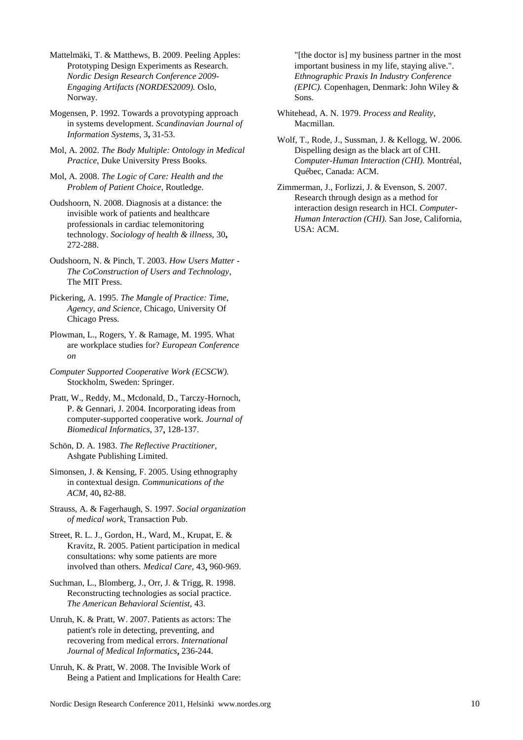Mattelmäki, T. & Matthews, B. 2009. Peeling Apples: Prototyping Design Experiments as Research. *Nordic Design Research Conference 2009- Engaging Artifacts (NORDES2009).* Oslo, Norway.

Mogensen, P. 1992. Towards a provotyping approach in systems development. *Scandinavian Journal of Information Systems,* 3**,** 31-53.

Mol, A. 2002. *The Body Multiple: Ontology in Medical Practice*, Duke University Press Books.

Mol, A. 2008. *The Logic of Care: Health and the Problem of Patient Choice*, Routledge.

Oudshoorn, N. 2008. Diagnosis at a distance: the invisible work of patients and healthcare professionals in cardiac telemonitoring technology. *Sociology of health & illness,* 30**,** 272-288.

Oudshoorn, N. & Pinch, T. 2003. *How Users Matter - The CoConstruction of Users and Technology*, The MIT Press.

Pickering, A. 1995. *The Mangle of Practice: Time, Agency, and Science,* Chicago, University Of Chicago Press.

Plowman, L., Rogers, Y. & Ramage, M. 1995. What are workplace studies for? *European Conference on Computer Supported Cooperative Work (ECSCW).* Stockholm, Sweden: Springer.

Pratt, W., Reddy, M., Mcdonald, D., Tarczy-Hornoch, P. & Gennari, J. 2004. Incorporating ideas from computer-supported cooperative work. *Journal of Biomedical Informatics,* 37**,** 128-137.

Schön, D. A. 1983. *The Reflective Practitioner*, Ashgate Publishing Limited.

Simonsen, J. & Kensing, F. 2005. Using ethnography in contextual design. *Communications of the ACM,* 40**,** 82-88.

Strauss, A. & Fagerhaugh, S. 1997. *Social organization of medical work*, Transaction Pub.

Street, R. L. J., Gordon, H., Ward, M., Krupat, E. & Kravitz, R. 2005. Patient participation in medical consultations: why some patients are more involved than others. *Medical Care,* 43**,** 960-969.

Suchman, L., Blomberg, J., Orr, J. & Trigg, R. 1998. Reconstructing technologies as social practice. *The American Behavioral Scientist,* 43.

Unruh, K. & Pratt, W. 2007. Patients as actors: The patient's role in detecting, preventing, and recovering from medical errors. *International Journal of Medical Informatics***,** 236-244.

Unruh, K. & Pratt, W. 2008. The Invisible Work of Being a Patient and Implications for Health Care: "[the doctor is] my business partner in the most important business in my life, staying alive.". *Ethnographic Praxis In Industry Conference (EPIC).* Copenhagen, Denmark: John Wiley & Sons.

Whitehead, A. N. 1979. *Process and Reality*, Macmillan.

Wolf, T., Rode, J., Sussman, J. & Kellogg, W. 2006. Dispelling design as the black art of CHI. *Computer-Human Interaction (CHI).* Montréal, Québec, Canada: ACM.

Zimmerman, J., Forlizzi, J. & Evenson, S. 2007. Research through design as a method for interaction design research in HCI. *Computer-Human Interaction (CHI).* San Jose, California, USA: ACM.